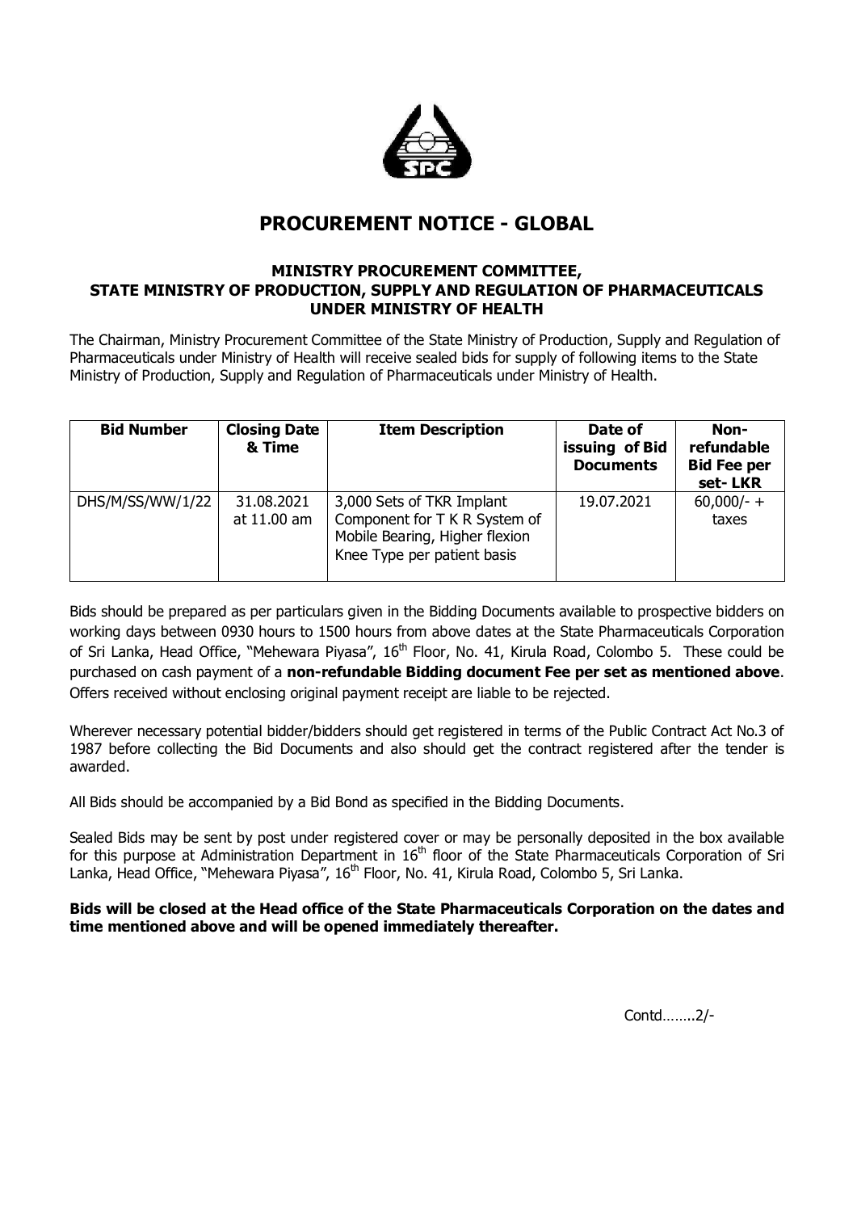# PROCUREMENT NOTICE - GLOBAL

### MINISTRY PROCUREMENT COMMITTEE, STATE MINISTRY OF PRODUCTION, SUPPLY AND REGULATION OF PHARMACEUTICALS UNDER MINISTRY OF HEALTH

The Chairman, Ministry Procurement Committee of the State Ministry of Production, Supply and Regulation of Pharmaceuticals under Ministry of Health will receive sealed bids for supply of following items to the State Ministry of Production, Supply and Regulation of Pharmaceuticals under Ministry of Health.

| Bid Number | Closing Date & Time | Item Description | Date of issuing of Bid Documents | Non-refundable Bid Fee per set- LKR |
|---|---|---|---|---|
| DHS/M/SS/WW/1/22 | 31.08.2021 at 11.00 am | 3,000 Sets of TKR Implant Component for T K R System of Mobile Bearing, Higher flexion Knee Type per patient basis | 19.07.2021 | 60,000/- + taxes |

Bids should be prepared as per particulars given in the Bidding Documents available to prospective bidders on working days between 0930 hours to 1500 hours from above dates at the State Pharmaceuticals Corporation of Sri Lanka, Head Office, "Mehewara Piyasa", 16th Floor, No. 41, Kirula Road, Colombo 5. These could be purchased on cash payment of a **non-refundable Bidding document Fee per set as mentioned above**. Offers received without enclosing original payment receipt are liable to be rejected.

Wherever necessary potential bidder/bidders should get registered in terms of the Public Contract Act No.3 of 1987 before collecting the Bid Documents and also should get the contract registered after the tender is awarded.

All Bids should be accompanied by a Bid Bond as specified in the Bidding Documents.

Sealed Bids may be sent by post under registered cover or may be personally deposited in the box available for this purpose at Administration Department in 16th floor of the State Pharmaceuticals Corporation of Sri Lanka, Head Office, "Mehewara Piyasa", 16th Floor, No. 41, Kirula Road, Colombo 5, Sri Lanka.

**Bids will be closed at the Head office of the State Pharmaceuticals Corporation on the dates and time mentioned above and will be opened immediately thereafter.**

Contd……..2/-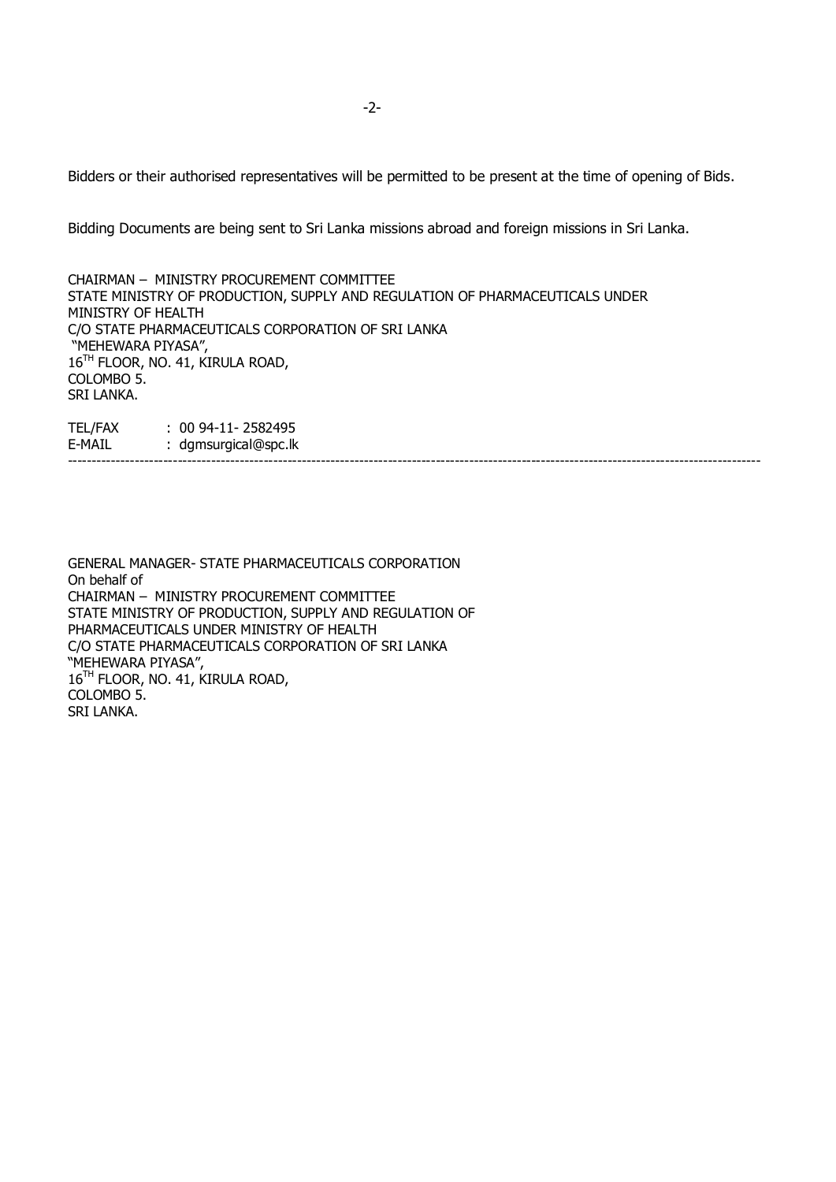Bidders or their authorised representatives will be permitted to be present at the time of opening of Bids.

Bidding Documents are being sent to Sri Lanka missions abroad and foreign missions in Sri Lanka.

CHAIRMAN – MINISTRY PROCUREMENT COMMITTEE
STATE MINISTRY OF PRODUCTION, SUPPLY AND REGULATION OF PHARMACEUTICALS UNDER MINISTRY OF HEALTH
C/O STATE PHARMACEUTICALS CORPORATION OF SRI LANKA
"MEHEWARA PIYASA",
16TH FLOOR, NO. 41, KIRULA ROAD,
COLOMBO 5.
SRI LANKA.

TEL/FAX : 00 94-11- 2582495
E-MAIL : dgmsurgical@spc.lk

---

GENERAL MANAGER- STATE PHARMACEUTICALS CORPORATION
On behalf of
CHAIRMAN – MINISTRY PROCUREMENT COMMITTEE
STATE MINISTRY OF PRODUCTION, SUPPLY AND REGULATION OF PHARMACEUTICALS UNDER MINISTRY OF HEALTH
C/O STATE PHARMACEUTICALS CORPORATION OF SRI LANKA
"MEHEWARA PIYASA",
16TH FLOOR, NO. 41, KIRULA ROAD,
COLOMBO 5.
SRI LANKA.